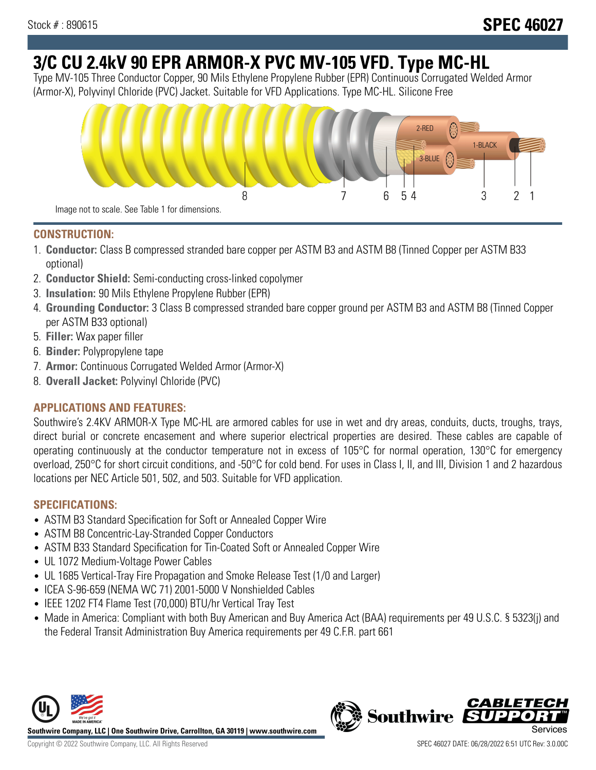Stock # : 890615

**SPEC 46027**

# 3/C CU 2.4kV 90 EPR ARMOR-X PVC MV-105 VFD. Type MC-HL

Type MV-105 Three Conductor Copper, 90 Mils Ethylene Propylene Rubber (EPR) Continuous Corrugated Welded Armor (Armor-X), Polyvinyl Chloride (PVC) Jacket. Suitable for VFD Applications. Type MC-HL. Silicone Free

Image not to scale. See Table 1 for dimensions.

## CONSTRUCTION:

1. **Conductor:** Class B compressed stranded bare copper per ASTM B3 and ASTM B8 (Tinned Copper per ASTM B33 optional)
2. **Conductor Shield:** Semi-conducting cross-linked copolymer
3. **Insulation:** 90 Mils Ethylene Propylene Rubber (EPR)
4. **Grounding Conductor:** 3 Class B compressed stranded bare copper ground per ASTM B3 and ASTM B8 (Tinned Copper per ASTM B33 optional)
5. **Filler:** Wax paper filler
6. **Binder:** Polypropylene tape
7. **Armor:** Continuous Corrugated Welded Armor (Armor-X)
8. **Overall Jacket:** Polyvinyl Chloride (PVC)

## APPLICATIONS AND FEATURES:

Southwire's 2.4KV ARMOR-X Type MC-HL are armored cables for use in wet and dry areas, conduits, ducts, troughs, trays, direct burial or concrete encasement and where superior electrical properties are desired. These cables are capable of operating continuously at the conductor temperature not in excess of 105°C for normal operation, 130°C for emergency overload, 250°C for short circuit conditions, and -50°C for cold bend. For uses in Class I, II, and III, Division 1 and 2 hazardous locations per NEC Article 501, 502, and 503. Suitable for VFD application.

## SPECIFICATIONS:

- ASTM B3 Standard Specification for Soft or Annealed Copper Wire
- ASTM B8 Concentric-Lay-Stranded Copper Conductors
- ASTM B33 Standard Specification for Tin-Coated Soft or Annealed Copper Wire
- UL 1072 Medium-Voltage Power Cables
- UL 1685 Vertical-Tray Fire Propagation and Smoke Release Test (1/0 and Larger)
- ICEA S-96-659 (NEMA WC 71) 2001-5000 V Nonshielded Cables
- IEEE 1202 FT4 Flame Test (70,000) BTU/hr Vertical Tray Test
- Made in America: Compliant with both Buy American and Buy America Act (BAA) requirements per 49 U.S.C. § 5323(j) and the Federal Transit Administration Buy America requirements per 49 C.F.R. part 661

**Southwire Company, LLC | One Southwire Drive, Carrollton, GA 30119 | www.southwire.com**

Copyright © 2022 Southwire Company, LLC. All Rights Reserved

SPEC 46027 DATE: 06/28/2022 6:51 UTC Rev: 3.0.00C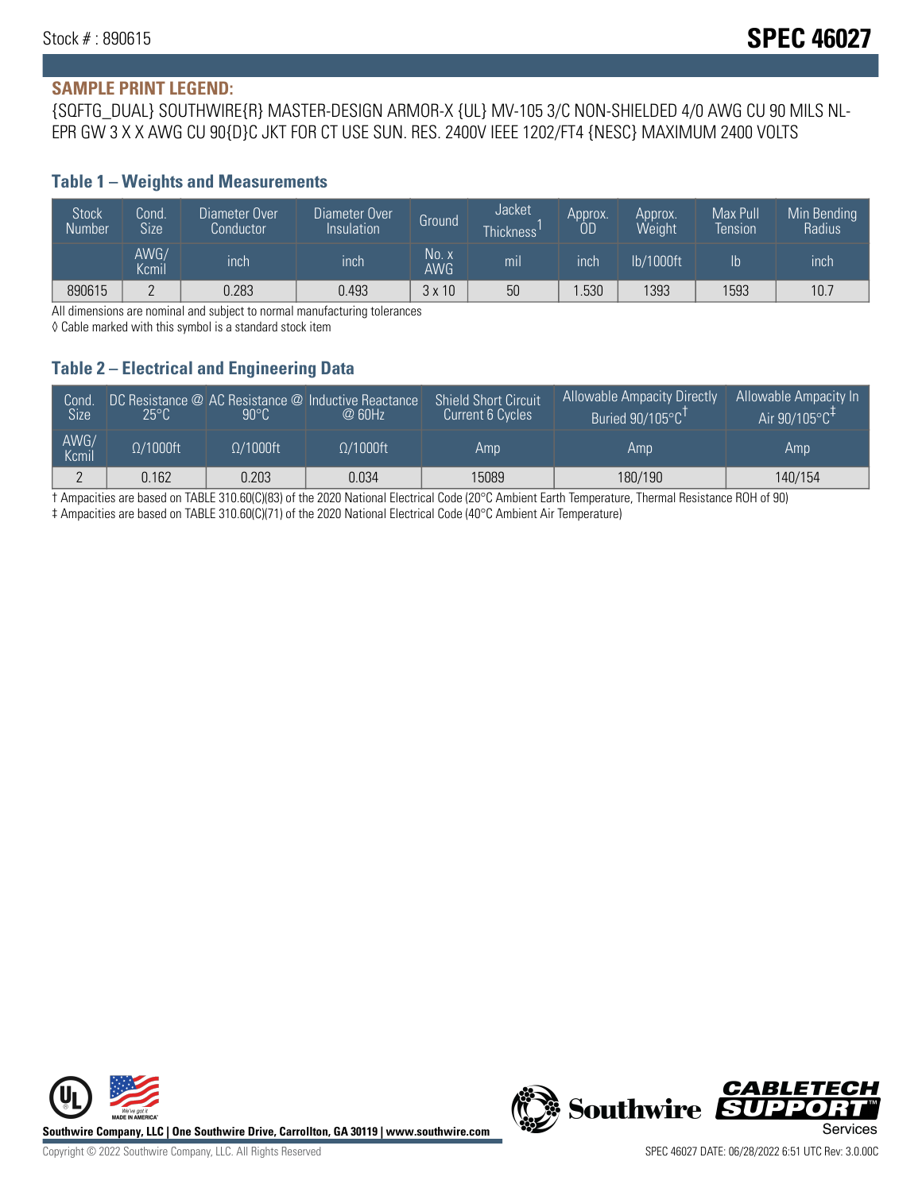Stock # : 890615

# SPEC 46027

**SAMPLE PRINT LEGEND:**

{SQFTG_DUAL} SOUTHWIRE{R} MASTER-DESIGN ARMOR-X {UL} MV-105 3/C NON-SHIELDED 4/0 AWG CU 90 MILS NL-EPR GW 3 X X AWG CU 90{D}C JKT FOR CT USE SUN. RES. 2400V IEEE 1202/FT4 {NESC} MAXIMUM 2400 VOLTS

## Table 1 – Weights and Measurements

| Stock Number | Cond. Size | Diameter Over Conductor | Diameter Over Insulation | Ground | Jacket Thickness[1] | Approx. OD | Approx. Weight | Max Pull Tension | Min Bending Radius |
|---|---|---|---|---|---|---|---|---|---|
| | AWG/ Kcmil | inch | inch | No. x AWG | mil | inch | lb/1000ft | lb | inch |
| 890615 | 2 | 0.283 | 0.493 | 3 x 10 | 50 | 1.530 | 1393 | 1593 | 10.7 |

All dimensions are nominal and subject to normal manufacturing tolerances

◊ Cable marked with this symbol is a standard stock item

## Table 2 – Electrical and Engineering Data

| Cond. Size | DC Resistance @ 25°C | AC Resistance @ 90°C | Inductive Reactance @ 60Hz | Shield Short Circuit Current 6 Cycles | Allowable Ampacity Directly Buried 90/105°C† | Allowable Ampacity In Air 90/105°C‡ |
|---|---|---|---|---|---|---|
| AWG/ Kcmil | Ω/1000ft | Ω/1000ft | Ω/1000ft | Amp | Amp | Amp |
| 2 | 0.162 | 0.203 | 0.034 | 15089 | 180/190 | 140/154 |

† Ampacities are based on TABLE 310.60(C)(83) of the 2020 National Electrical Code (20°C Ambient Earth Temperature, Thermal Resistance ROH of 90)

‡ Ampacities are based on TABLE 310.60(C)(71) of the 2020 National Electrical Code (40°C Ambient Air Temperature)

Southwire Company, LLC | One Southwire Drive, Carrollton, GA 30119 | www.southwire.com

Copyright © 2022 Southwire Company, LLC. All Rights Reserved

SPEC 46027 DATE: 06/28/2022 6:51 UTC Rev: 3.0.00C